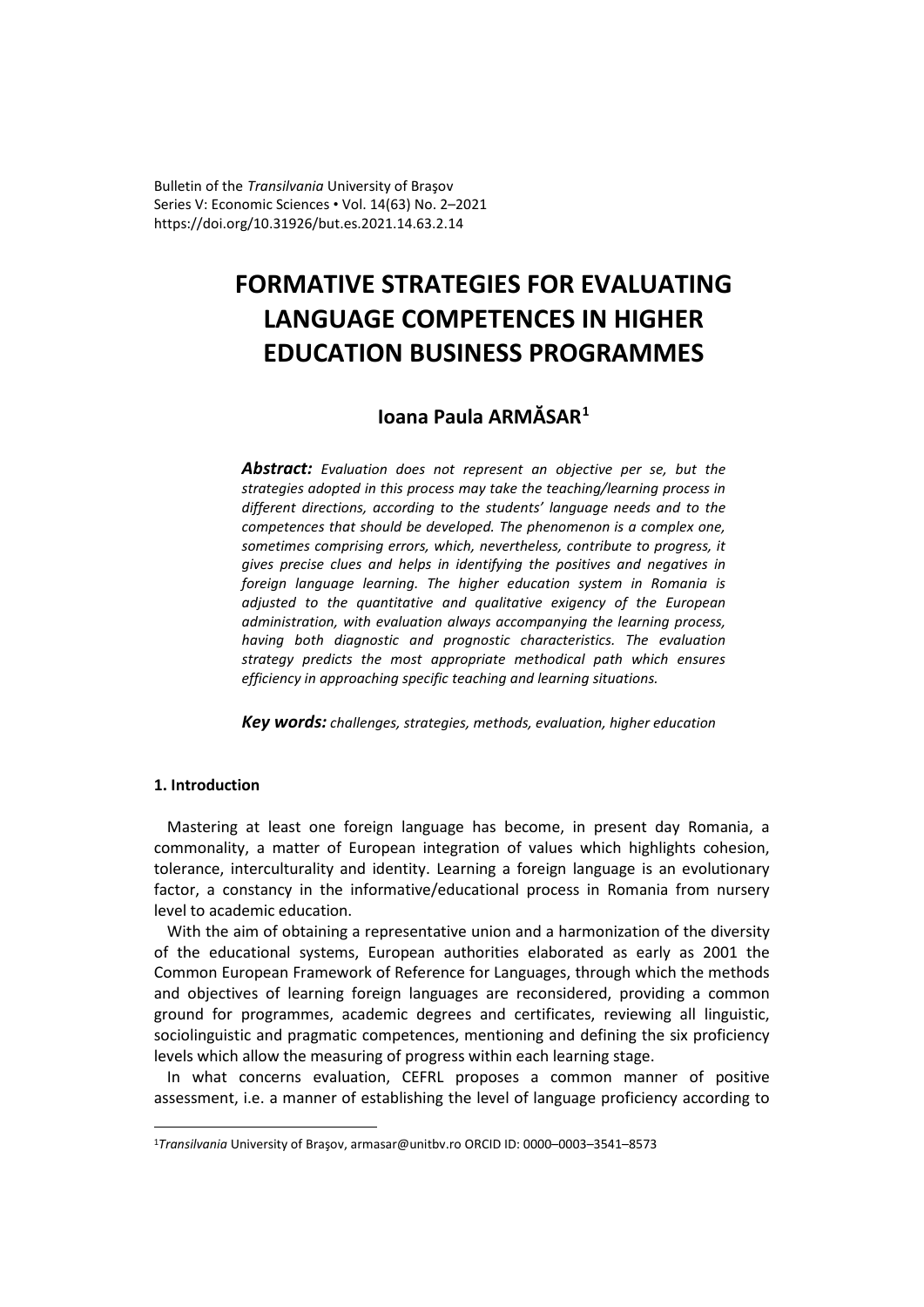Bulletin of the *Transilvania* University of Braşov
Series V: Economic Sciences • Vol. 14(63) No. 2–2021
https://doi.org/10.31926/but.es.2021.14.63.2.14

# FORMATIVE STRATEGIES FOR EVALUATING LANGUAGE COMPETENCES IN HIGHER EDUCATION BUSINESS PROGRAMMES

## Ioana Paula ARMĂSAR[1]

***Abstract:*** *Evaluation does not represent an objective per se, but the strategies adopted in this process may take the teaching/learning process in different directions, according to the students' language needs and to the competences that should be developed. The phenomenon is a complex one, sometimes comprising errors, which, nevertheless, contribute to progress, it gives precise clues and helps in identifying the positives and negatives in foreign language learning. The higher education system in Romania is adjusted to the quantitative and qualitative exigency of the European administration, with evaluation always accompanying the learning process, having both diagnostic and prognostic characteristics. The evaluation strategy predicts the most appropriate methodical path which ensures efficiency in approaching specific teaching and learning situations.*

***Key words:*** *challenges, strategies, methods, evaluation, higher education*

### 1. Introduction

Mastering at least one foreign language has become, in present day Romania, a commonality, a matter of European integration of values which highlights cohesion, tolerance, interculturality and identity. Learning a foreign language is an evolutionary factor, a constancy in the informative/educational process in Romania from nursery level to academic education.

With the aim of obtaining a representative union and a harmonization of the diversity of the educational systems, European authorities elaborated as early as 2001 the Common European Framework of Reference for Languages, through which the methods and objectives of learning foreign languages are reconsidered, providing a common ground for programmes, academic degrees and certificates, reviewing all linguistic, sociolinguistic and pragmatic competences, mentioning and defining the six proficiency levels which allow the measuring of progress within each learning stage.

In what concerns evaluation, CEFRL proposes a common manner of positive assessment, i.e. a manner of establishing the level of language proficiency according to

---

[1] *Transilvania* University of Braşov, armasar@unitbv.ro ORCID ID: 0000–0003–3541–8573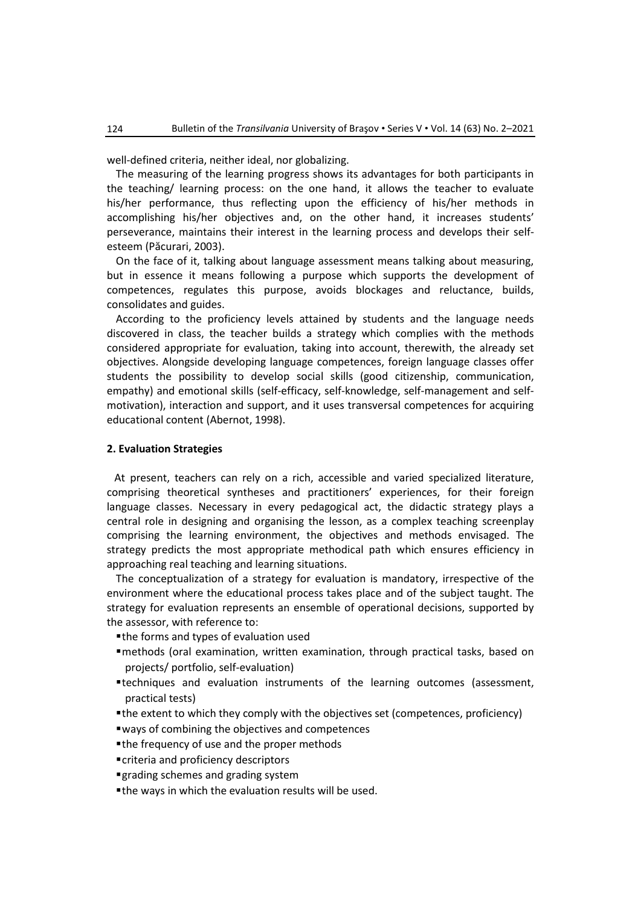well-defined criteria, neither ideal, nor globalizing.

The measuring of the learning progress shows its advantages for both participants in the teaching/ learning process: on the one hand, it allows the teacher to evaluate his/her performance, thus reflecting upon the efficiency of his/her methods in accomplishing his/her objectives and, on the other hand, it increases students' perseverance, maintains their interest in the learning process and develops their self-esteem (Păcurari, 2003).

On the face of it, talking about language assessment means talking about measuring, but in essence it means following a purpose which supports the development of competences, regulates this purpose, avoids blockages and reluctance, builds, consolidates and guides.

According to the proficiency levels attained by students and the language needs discovered in class, the teacher builds a strategy which complies with the methods considered appropriate for evaluation, taking into account, therewith, the already set objectives. Alongside developing language competences, foreign language classes offer students the possibility to develop social skills (good citizenship, communication, empathy) and emotional skills (self-efficacy, self-knowledge, self-management and self-motivation), interaction and support, and it uses transversal competences for acquiring educational content (Abernot, 1998).

## 2. Evaluation Strategies

At present, teachers can rely on a rich, accessible and varied specialized literature, comprising theoretical syntheses and practitioners' experiences, for their foreign language classes. Necessary in every pedagogical act, the didactic strategy plays a central role in designing and organising the lesson, as a complex teaching screenplay comprising the learning environment, the objectives and methods envisaged. The strategy predicts the most appropriate methodical path which ensures efficiency in approaching real teaching and learning situations.

The conceptualization of a strategy for evaluation is mandatory, irrespective of the environment where the educational process takes place and of the subject taught. The strategy for evaluation represents an ensemble of operational decisions, supported by the assessor, with reference to:

- the forms and types of evaluation used
- methods (oral examination, written examination, through practical tasks, based on projects/ portfolio, self-evaluation)
- techniques and evaluation instruments of the learning outcomes (assessment, practical tests)
- the extent to which they comply with the objectives set (competences, proficiency)
- ways of combining the objectives and competences
- the frequency of use and the proper methods
- criteria and proficiency descriptors
- grading schemes and grading system
- the ways in which the evaluation results will be used.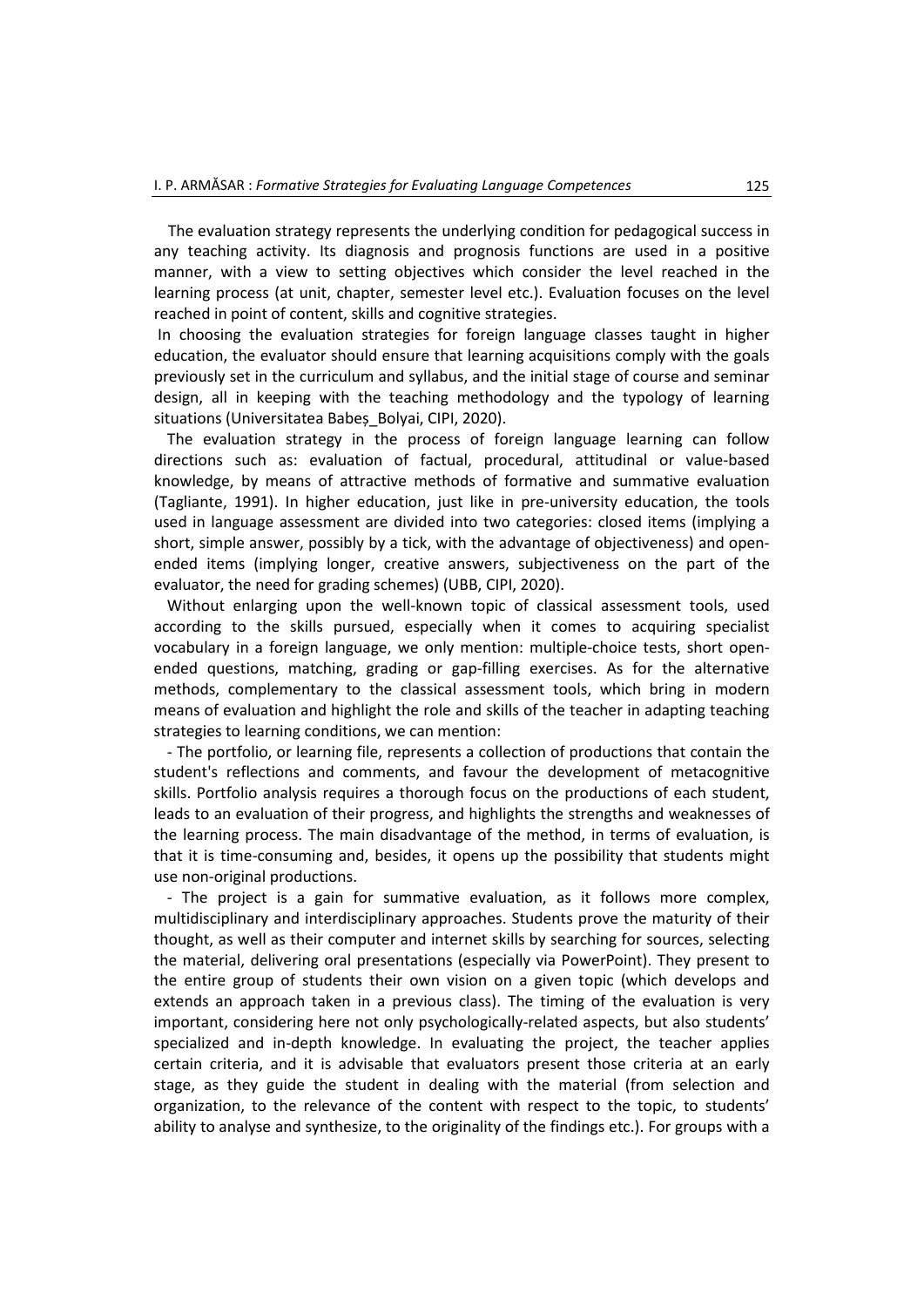The evaluation strategy represents the underlying condition for pedagogical success in any teaching activity. Its diagnosis and prognosis functions are used in a positive manner, with a view to setting objectives which consider the level reached in the learning process (at unit, chapter, semester level etc.). Evaluation focuses on the level reached in point of content, skills and cognitive strategies.

In choosing the evaluation strategies for foreign language classes taught in higher education, the evaluator should ensure that learning acquisitions comply with the goals previously set in the curriculum and syllabus, and the initial stage of course and seminar design, all in keeping with the teaching methodology and the typology of learning situations (Universitatea Babeş_Bolyai, CIPI, 2020).

The evaluation strategy in the process of foreign language learning can follow directions such as: evaluation of factual, procedural, attitudinal or value-based knowledge, by means of attractive methods of formative and summative evaluation (Tagliante, 1991). In higher education, just like in pre-university education, the tools used in language assessment are divided into two categories: closed items (implying a short, simple answer, possibly by a tick, with the advantage of objectiveness) and open-ended items (implying longer, creative answers, subjectiveness on the part of the evaluator, the need for grading schemes) (UBB, CIPI, 2020).

Without enlarging upon the well-known topic of classical assessment tools, used according to the skills pursued, especially when it comes to acquiring specialist vocabulary in a foreign language, we only mention: multiple-choice tests, short open-ended questions, matching, grading or gap-filling exercises. As for the alternative methods, complementary to the classical assessment tools, which bring in modern means of evaluation and highlight the role and skills of the teacher in adapting teaching strategies to learning conditions, we can mention:

- The portfolio, or learning file, represents a collection of productions that contain the student's reflections and comments, and favour the development of metacognitive skills. Portfolio analysis requires a thorough focus on the productions of each student, leads to an evaluation of their progress, and highlights the strengths and weaknesses of the learning process. The main disadvantage of the method, in terms of evaluation, is that it is time-consuming and, besides, it opens up the possibility that students might use non-original productions.

- The project is a gain for summative evaluation, as it follows more complex, multidisciplinary and interdisciplinary approaches. Students prove the maturity of their thought, as well as their computer and internet skills by searching for sources, selecting the material, delivering oral presentations (especially via PowerPoint). They present to the entire group of students their own vision on a given topic (which develops and extends an approach taken in a previous class). The timing of the evaluation is very important, considering here not only psychologically-related aspects, but also students' specialized and in-depth knowledge. In evaluating the project, the teacher applies certain criteria, and it is advisable that evaluators present those criteria at an early stage, as they guide the student in dealing with the material (from selection and organization, to the relevance of the content with respect to the topic, to students' ability to analyse and synthesize, to the originality of the findings etc.). For groups with a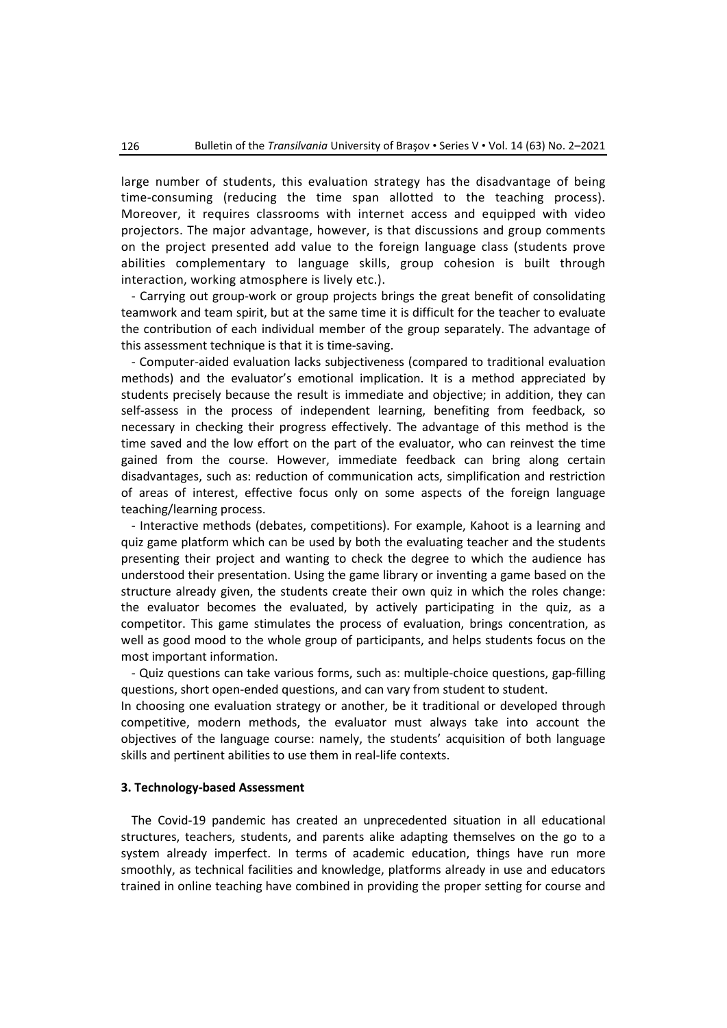large number of students, this evaluation strategy has the disadvantage of being time-consuming (reducing the time span allotted to the teaching process). Moreover, it requires classrooms with internet access and equipped with video projectors. The major advantage, however, is that discussions and group comments on the project presented add value to the foreign language class (students prove abilities complementary to language skills, group cohesion is built through interaction, working atmosphere is lively etc.).

- Carrying out group-work or group projects brings the great benefit of consolidating teamwork and team spirit, but at the same time it is difficult for the teacher to evaluate the contribution of each individual member of the group separately. The advantage of this assessment technique is that it is time-saving.

- Computer-aided evaluation lacks subjectiveness (compared to traditional evaluation methods) and the evaluator's emotional implication. It is a method appreciated by students precisely because the result is immediate and objective; in addition, they can self-assess in the process of independent learning, benefiting from feedback, so necessary in checking their progress effectively. The advantage of this method is the time saved and the low effort on the part of the evaluator, who can reinvest the time gained from the course. However, immediate feedback can bring along certain disadvantages, such as: reduction of communication acts, simplification and restriction of areas of interest, effective focus only on some aspects of the foreign language teaching/learning process.

- Interactive methods (debates, competitions). For example, Kahoot is a learning and quiz game platform which can be used by both the evaluating teacher and the students presenting their project and wanting to check the degree to which the audience has understood their presentation. Using the game library or inventing a game based on the structure already given, the students create their own quiz in which the roles change: the evaluator becomes the evaluated, by actively participating in the quiz, as a competitor. This game stimulates the process of evaluation, brings concentration, as well as good mood to the whole group of participants, and helps students focus on the most important information.

- Quiz questions can take various forms, such as: multiple-choice questions, gap-filling questions, short open-ended questions, and can vary from student to student.

In choosing one evaluation strategy or another, be it traditional or developed through competitive, modern methods, the evaluator must always take into account the objectives of the language course: namely, the students' acquisition of both language skills and pertinent abilities to use them in real-life contexts.

## 3. Technology-based Assessment

The Covid-19 pandemic has created an unprecedented situation in all educational structures, teachers, students, and parents alike adapting themselves on the go to a system already imperfect. In terms of academic education, things have run more smoothly, as technical facilities and knowledge, platforms already in use and educators trained in online teaching have combined in providing the proper setting for course and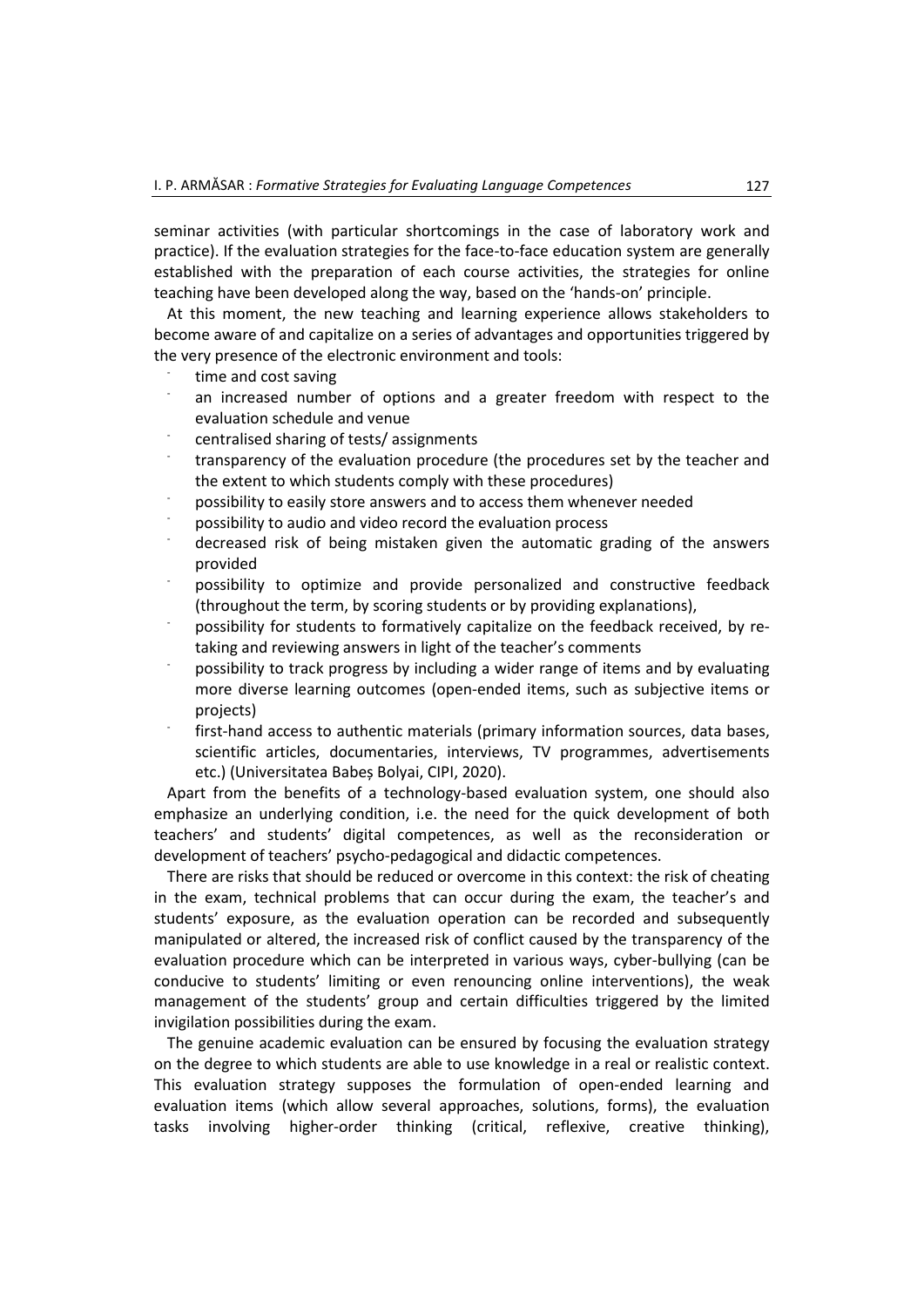seminar activities (with particular shortcomings in the case of laboratory work and practice). If the evaluation strategies for the face-to-face education system are generally established with the preparation of each course activities, the strategies for online teaching have been developed along the way, based on the 'hands-on' principle.

At this moment, the new teaching and learning experience allows stakeholders to become aware of and capitalize on a series of advantages and opportunities triggered by the very presence of the electronic environment and tools:

- time and cost saving
- an increased number of options and a greater freedom with respect to the evaluation schedule and venue
- centralised sharing of tests/ assignments
- transparency of the evaluation procedure (the procedures set by the teacher and the extent to which students comply with these procedures)
- possibility to easily store answers and to access them whenever needed
- possibility to audio and video record the evaluation process
- decreased risk of being mistaken given the automatic grading of the answers provided
- possibility to optimize and provide personalized and constructive feedback (throughout the term, by scoring students or by providing explanations),
- possibility for students to formatively capitalize on the feedback received, by re-taking and reviewing answers in light of the teacher's comments
- possibility to track progress by including a wider range of items and by evaluating more diverse learning outcomes (open-ended items, such as subjective items or projects)
- first-hand access to authentic materials (primary information sources, data bases, scientific articles, documentaries, interviews, TV programmes, advertisements etc.) (Universitatea Babeș Bolyai, CIPI, 2020).

Apart from the benefits of a technology-based evaluation system, one should also emphasize an underlying condition, i.e. the need for the quick development of both teachers' and students' digital competences, as well as the reconsideration or development of teachers' psycho-pedagogical and didactic competences.

There are risks that should be reduced or overcome in this context: the risk of cheating in the exam, technical problems that can occur during the exam, the teacher's and students' exposure, as the evaluation operation can be recorded and subsequently manipulated or altered, the increased risk of conflict caused by the transparency of the evaluation procedure which can be interpreted in various ways, cyber-bullying (can be conducive to students' limiting or even renouncing online interventions), the weak management of the students' group and certain difficulties triggered by the limited invigilation possibilities during the exam.

The genuine academic evaluation can be ensured by focusing the evaluation strategy on the degree to which students are able to use knowledge in a real or realistic context. This evaluation strategy supposes the formulation of open-ended learning and evaluation items (which allow several approaches, solutions, forms), the evaluation tasks involving higher-order thinking (critical, reflexive, creative thinking),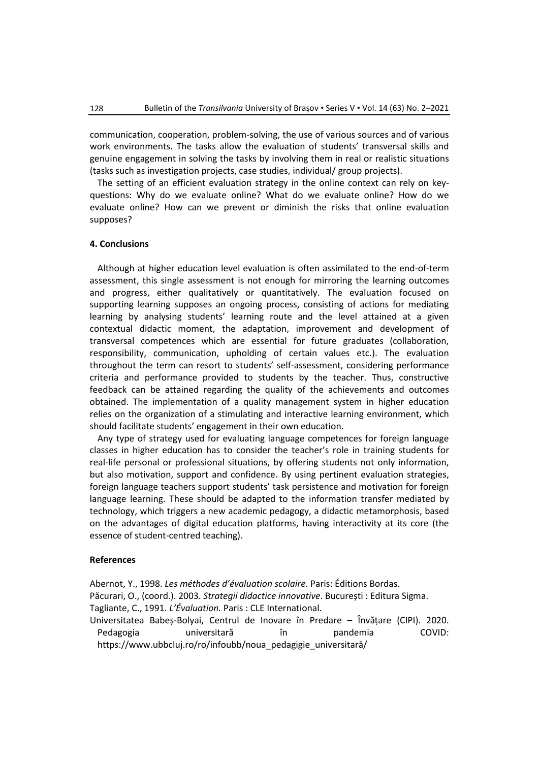communication, cooperation, problem-solving, the use of various sources and of various work environments. The tasks allow the evaluation of students' transversal skills and genuine engagement in solving the tasks by involving them in real or realistic situations (tasks such as investigation projects, case studies, individual/ group projects).

The setting of an efficient evaluation strategy in the online context can rely on key-questions: Why do we evaluate online? What do we evaluate online? How do we evaluate online? How can we prevent or diminish the risks that online evaluation supposes?

## 4. Conclusions

Although at higher education level evaluation is often assimilated to the end-of-term assessment, this single assessment is not enough for mirroring the learning outcomes and progress, either qualitatively or quantitatively. The evaluation focused on supporting learning supposes an ongoing process, consisting of actions for mediating learning by analysing students' learning route and the level attained at a given contextual didactic moment, the adaptation, improvement and development of transversal competences which are essential for future graduates (collaboration, responsibility, communication, upholding of certain values etc.). The evaluation throughout the term can resort to students' self-assessment, considering performance criteria and performance provided to students by the teacher. Thus, constructive feedback can be attained regarding the quality of the achievements and outcomes obtained. The implementation of a quality management system in higher education relies on the organization of a stimulating and interactive learning environment, which should facilitate students' engagement in their own education.

Any type of strategy used for evaluating language competences for foreign language classes in higher education has to consider the teacher's role in training students for real-life personal or professional situations, by offering students not only information, but also motivation, support and confidence. By using pertinent evaluation strategies, foreign language teachers support students' task persistence and motivation for foreign language learning. These should be adapted to the information transfer mediated by technology, which triggers a new academic pedagogy, a didactic metamorphosis, based on the advantages of digital education platforms, having interactivity at its core (the essence of student-centred teaching).

## References

Abernot, Y., 1998. *Les méthodes d'évaluation scolaire*. Paris: Éditions Bordas.

Păcurari, O., (coord.). 2003. *Strategii didactice innovative*. București : Editura Sigma.

Tagliante, C., 1991. *L'Évaluation.* Paris : CLE International.

Universitatea Babeș-Bolyai, Centrul de Inovare în Predare – Învățare (CIPI). 2020. Pedagogia universitară în pandemia COVID: https://www.ubbcluj.ro/ro/infoubb/noua_pedagigie_universitară/